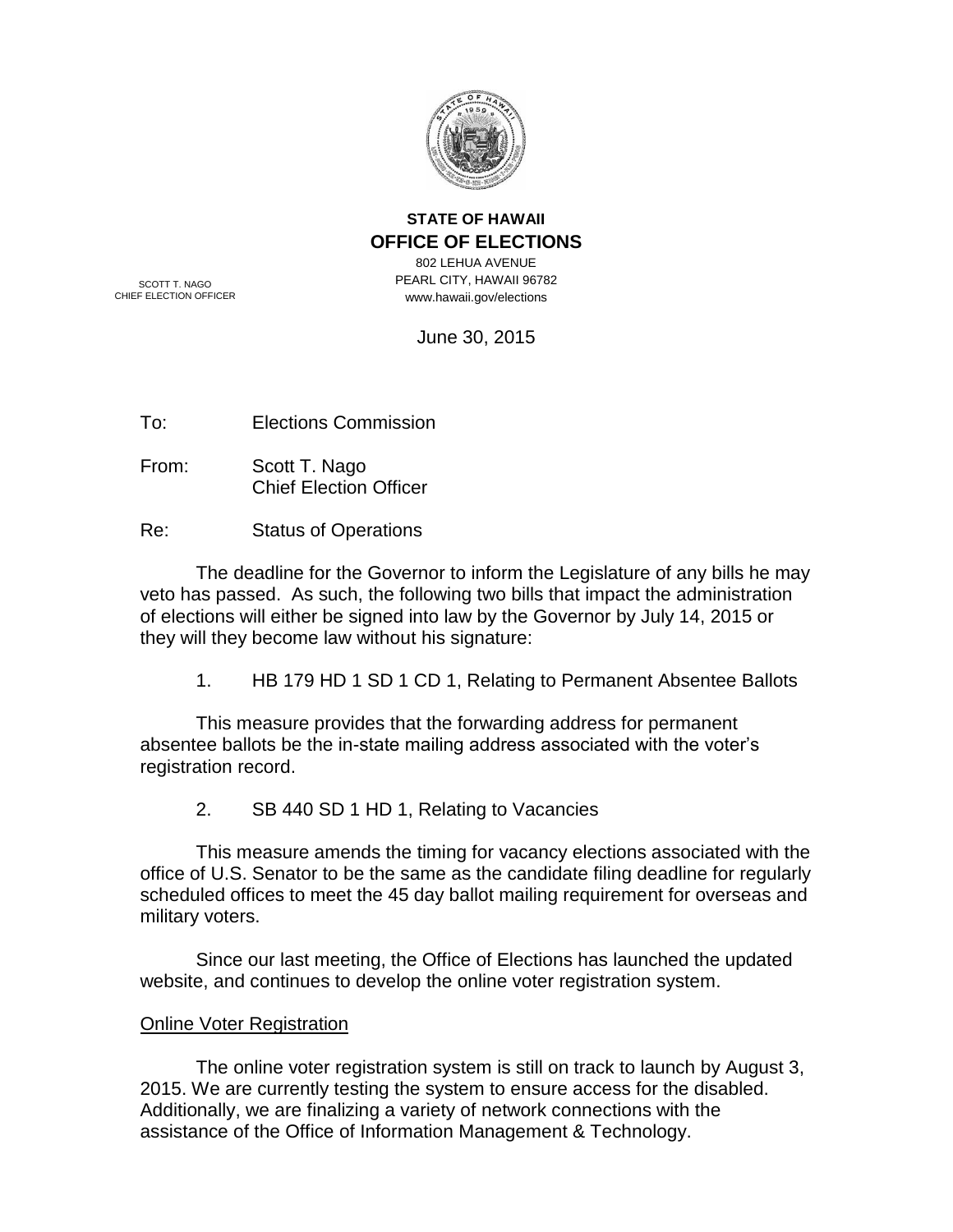**STATE OF HAWAII**
**OFFICE OF ELECTIONS**

802 LEHUA AVENUE
PEARL CITY, HAWAII 96782
www.hawaii.gov/elections

SCOTT T. NAGO
CHIEF ELECTION OFFICER

June 30, 2015

To: Elections Commission

From: Scott T. Nago
Chief Election Officer

Re: Status of Operations

The deadline for the Governor to inform the Legislature of any bills he may veto has passed. As such, the following two bills that impact the administration of elections will either be signed into law by the Governor by July 14, 2015 or they will they become law without his signature:

1. HB 179 HD 1 SD 1 CD 1, Relating to Permanent Absentee Ballots

This measure provides that the forwarding address for permanent absentee ballots be the in-state mailing address associated with the voter's registration record.

2. SB 440 SD 1 HD 1, Relating to Vacancies

This measure amends the timing for vacancy elections associated with the office of U.S. Senator to be the same as the candidate filing deadline for regularly scheduled offices to meet the 45 day ballot mailing requirement for overseas and military voters.

Since our last meeting, the Office of Elections has launched the updated website, and continues to develop the online voter registration system.

<u>Online Voter Registration</u>

The online voter registration system is still on track to launch by August 3, 2015. We are currently testing the system to ensure access for the disabled. Additionally, we are finalizing a variety of network connections with the assistance of the Office of Information Management & Technology.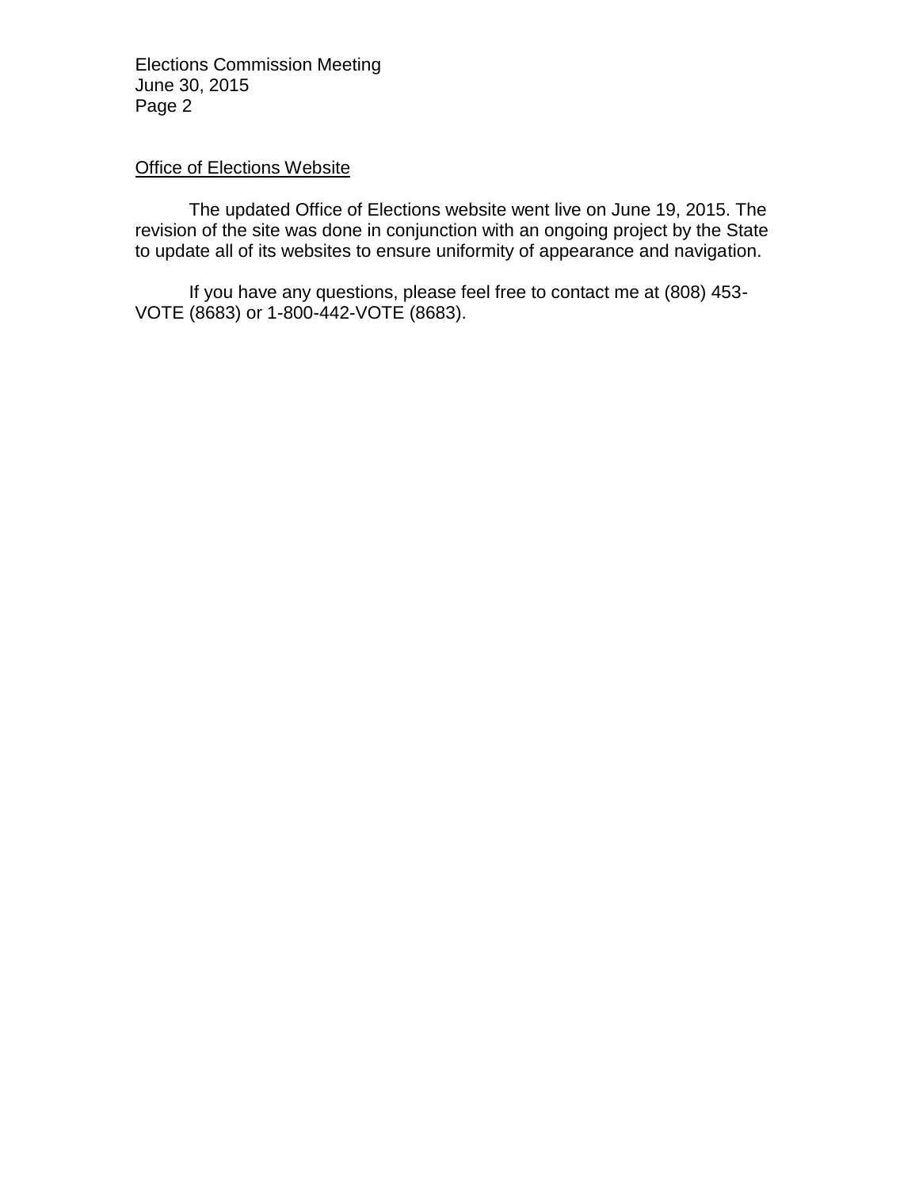<u>Office of Elections Website</u>

The updated Office of Elections website went live on June 19, 2015. The revision of the site was done in conjunction with an ongoing project by the State to update all of its websites to ensure uniformity of appearance and navigation.

If you have any questions, please feel free to contact me at (808) 453-VOTE (8683) or 1-800-442-VOTE (8683).